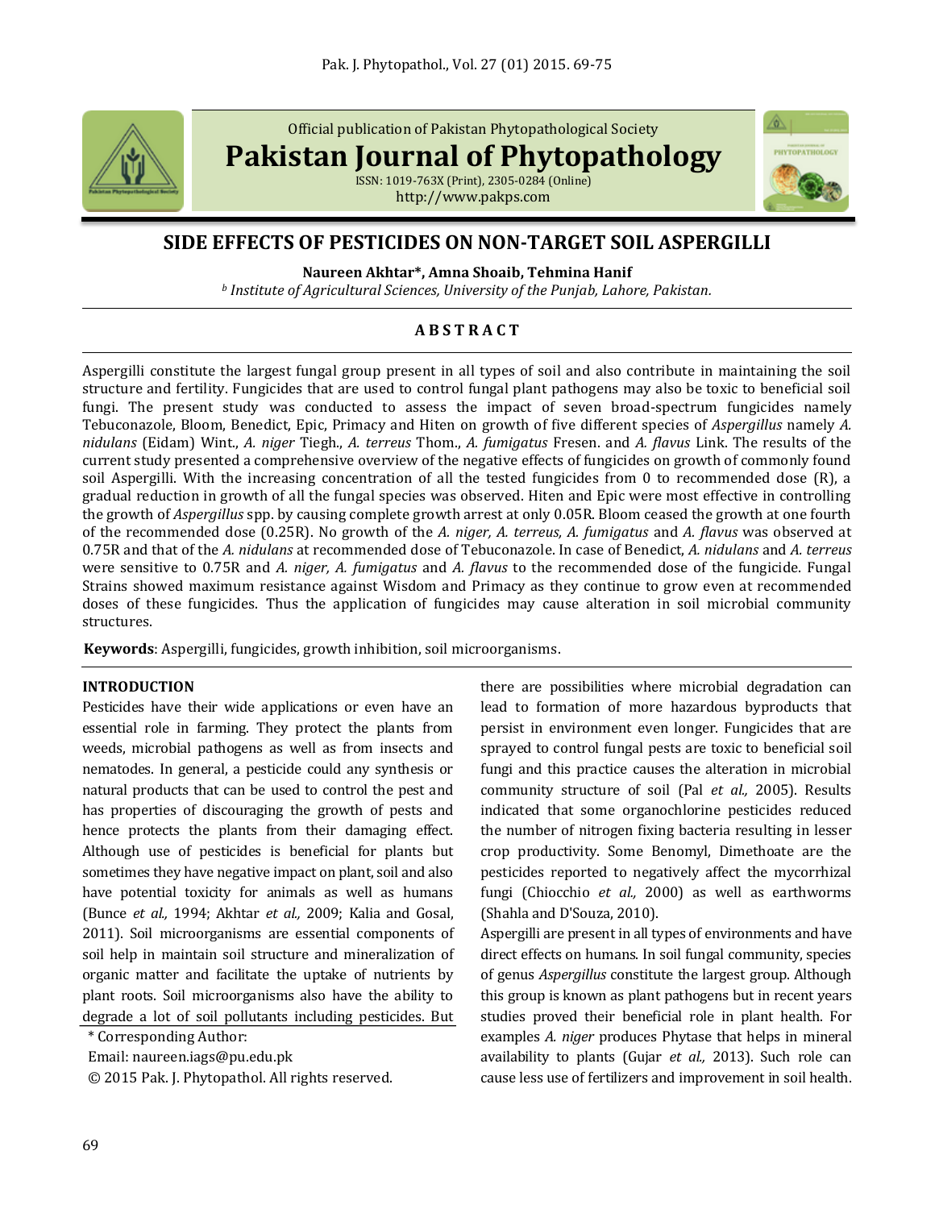Official publication of Pakistan Phytopathological Society

**Pakistan Journal of Phytopathology**

ISSN: 1019-763X (Print), 2305-0284 (Online)

http://www.pakps.com

# SIDE EFFECTS OF PESTICIDES ON NON-TARGET SOIL ASPERGILLI

**Naureen Akhtar\*, Amna Shoaib, Tehmina Hanif**

[b] *Institute of Agricultural Sciences, University of the Punjab, Lahore, Pakistan.*

## ABSTRACT

Aspergilli constitute the largest fungal group present in all types of soil and also contribute in maintaining the soil structure and fertility. Fungicides that are used to control fungal plant pathogens may also be toxic to beneficial soil fungi. The present study was conducted to assess the impact of seven broad-spectrum fungicides namely Tebuconazole, Bloom, Benedict, Epic, Primacy and Hiten on growth of five different species of *Aspergillus* namely *A. nidulans* (Eidam) Wint., *A. niger* Tiegh., *A. terreus* Thom., *A. fumigatus* Fresen. and *A. flavus* Link. The results of the current study presented a comprehensive overview of the negative effects of fungicides on growth of commonly found soil Aspergilli. With the increasing concentration of all the tested fungicides from 0 to recommended dose (R), a gradual reduction in growth of all the fungal species was observed. Hiten and Epic were most effective in controlling the growth of *Aspergillus* spp. by causing complete growth arrest at only 0.05R. Bloom ceased the growth at one fourth of the recommended dose (0.25R). No growth of the *A. niger, A. terreus, A. fumigatus* and *A. flavus* was observed at 0.75R and that of the *A. nidulans* at recommended dose of Tebuconazole. In case of Benedict, *A. nidulans* and *A. terreus* were sensitive to 0.75R and *A. niger, A. fumigatus* and *A. flavus* to the recommended dose of the fungicide. Fungal Strains showed maximum resistance against Wisdom and Primacy as they continue to grow even at recommended doses of these fungicides. Thus the application of fungicides may cause alteration in soil microbial community structures.

**Keywords**: Aspergilli, fungicides, growth inhibition, soil microorganisms.

## INTRODUCTION

Pesticides have their wide applications or even have an essential role in farming. They protect the plants from weeds, microbial pathogens as well as from insects and nematodes. In general, a pesticide could any synthesis or natural products that can be used to control the pest and has properties of discouraging the growth of pests and hence protects the plants from their damaging effect. Although use of pesticides is beneficial for plants but sometimes they have negative impact on plant, soil and also have potential toxicity for animals as well as humans (Bunce *et al.,* 1994; Akhtar *et al.,* 2009; Kalia and Gosal, 2011). Soil microorganisms are essential components of soil help in maintain soil structure and mineralization of organic matter and facilitate the uptake of nutrients by plant roots. Soil microorganisms also have the ability to degrade a lot of soil pollutants including pesticides. But there are possibilities where microbial degradation can lead to formation of more hazardous byproducts that persist in environment even longer. Fungicides that are sprayed to control fungal pests are toxic to beneficial soil fungi and this practice causes the alteration in microbial community structure of soil (Pal *et al.,* 2005). Results indicated that some organochlorine pesticides reduced the number of nitrogen fixing bacteria resulting in lesser crop productivity. Some Benomyl, Dimethoate are the pesticides reported to negatively affect the mycorrhizal fungi (Chiocchio *et al.,* 2000) as well as earthworms (Shahla and D'Souza, 2010).

Aspergilli are present in all types of environments and have direct effects on humans. In soil fungal community, species of genus *Aspergillus* constitute the largest group. Although this group is known as plant pathogens but in recent years studies proved their beneficial role in plant health. For examples *A. niger* produces Phytase that helps in mineral availability to plants (Gujar *et al.,* 2013). Such role can cause less use of fertilizers and improvement in soil health.

\* Corresponding Author:

Email: naureen.iags@pu.edu.pk

© 2015 Pak. J. Phytopathol. All rights reserved.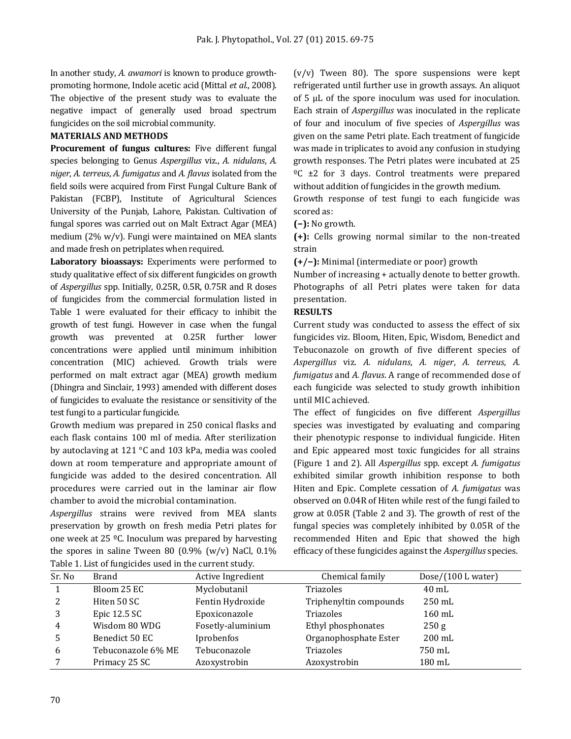In another study, *A. awamori* is known to produce growth-promoting hormone, Indole acetic acid (Mittal *et al.*, 2008). The objective of the present study was to evaluate the negative impact of generally used broad spectrum fungicides on the soil microbial community.

## MATERIALS AND METHODS

**Procurement of fungus cultures:** Five different fungal species belonging to Genus *Aspergillus* viz., *A. nidulans*, *A. niger*, *A. terreus*, *A. fumigatus* and *A. flavus* isolated from the field soils were acquired from First Fungal Culture Bank of Pakistan (FCBP), Institute of Agricultural Sciences University of the Punjab, Lahore, Pakistan. Cultivation of fungal spores was carried out on Malt Extract Agar (MEA) medium (2% w/v). Fungi were maintained on MEA slants and made fresh on petriplates when required.

**Laboratory bioassays:** Experiments were performed to study qualitative effect of six different fungicides on growth of *Aspergillus* spp. Initially, 0.25R, 0.5R, 0.75R and R doses of fungicides from the commercial formulation listed in Table 1 were evaluated for their efficacy to inhibit the growth of test fungi. However in case when the fungal growth was prevented at 0.25R further lower concentrations were applied until minimum inhibition concentration (MIC) achieved. Growth trials were performed on malt extract agar (MEA) growth medium (Dhingra and Sinclair, 1993) amended with different doses of fungicides to evaluate the resistance or sensitivity of the test fungi to a particular fungicide.

Growth medium was prepared in 250 conical flasks and each flask contains 100 ml of media. After sterilization by autoclaving at 121 °C and 103 kPa, media was cooled down at room temperature and appropriate amount of fungicide was added to the desired concentration. All procedures were carried out in the laminar air flow chamber to avoid the microbial contamination.

*Aspergillus* strains were revived from MEA slants preservation by growth on fresh media Petri plates for one week at 25 ºC. Inoculum was prepared by harvesting the spores in saline Tween 80 (0.9% (w/v) NaCl, 0.1% (v/v) Tween 80). The spore suspensions were kept refrigerated until further use in growth assays. An aliquot of 5 µL of the spore inoculum was used for inoculation. Each strain of *Aspergillus* was inoculated in the replicate of four and inoculum of five species of *Aspergillus* was given on the same Petri plate. Each treatment of fungicide was made in triplicates to avoid any confusion in studying growth responses. The Petri plates were incubated at 25 ºC ±2 for 3 days. Control treatments were prepared without addition of fungicides in the growth medium.

Growth response of test fungi to each fungicide was scored as:

**(−):** No growth.

**(+):** Cells growing normal similar to the non-treated strain

**(+/−):** Minimal (intermediate or poor) growth

Number of increasing + actually denote to better growth. Photographs of all Petri plates were taken for data presentation.

## RESULTS

Current study was conducted to assess the effect of six fungicides viz. Bloom, Hiten, Epic, Wisdom, Benedict and Tebuconazole on growth of five different species of *Aspergillus* viz. *A. nidulans*, *A. niger*, *A. terreus*, *A. fumigatus* and *A. flavus*. A range of recommended dose of each fungicide was selected to study growth inhibition until MIC achieved.

The effect of fungicides on five different *Aspergillus* species was investigated by evaluating and comparing their phenotypic response to individual fungicide. Hiten and Epic appeared most toxic fungicides for all strains (Figure 1 and 2). All *Aspergillus* spp. except *A. fumigatus* exhibited similar growth inhibition response to both Hiten and Epic. Complete cessation of *A. fumigatus* was observed on 0.04R of Hiten while rest of the fungi failed to grow at 0.05R (Table 2 and 3). The growth of rest of the fungal species was completely inhibited by 0.05R of the recommended Hiten and Epic that showed the high efficacy of these fungicides against the *Aspergillus* species.

Table 1. List of fungicides used in the current study.

| Sr. No | Brand | Active Ingredient | Chemical family | Dose/(100 L water) |
|---|---|---|---|---|
| 1 | Bloom 25 EC | Myclobutanil | Triazoles | 40 mL |
| 2 | Hiten 50 SC | Fentin Hydroxide | Triphenyltin compounds | 250 mL |
| 3 | Epic 12.5 SC | Epoxiconazole | Triazoles | 160 mL |
| 4 | Wisdom 80 WDG | Fosetly-aluminium | Ethyl phosphonates | 250 g |
| 5 | Benedict 50 EC | Iprobenfos | Organophosphate Ester | 200 mL |
| 6 | Tebuconazole 6% ME | Tebuconazole | Triazoles | 750 mL |
| 7 | Primacy 25 SC | Azoxystrobin | Azoxystrobin | 180 mL |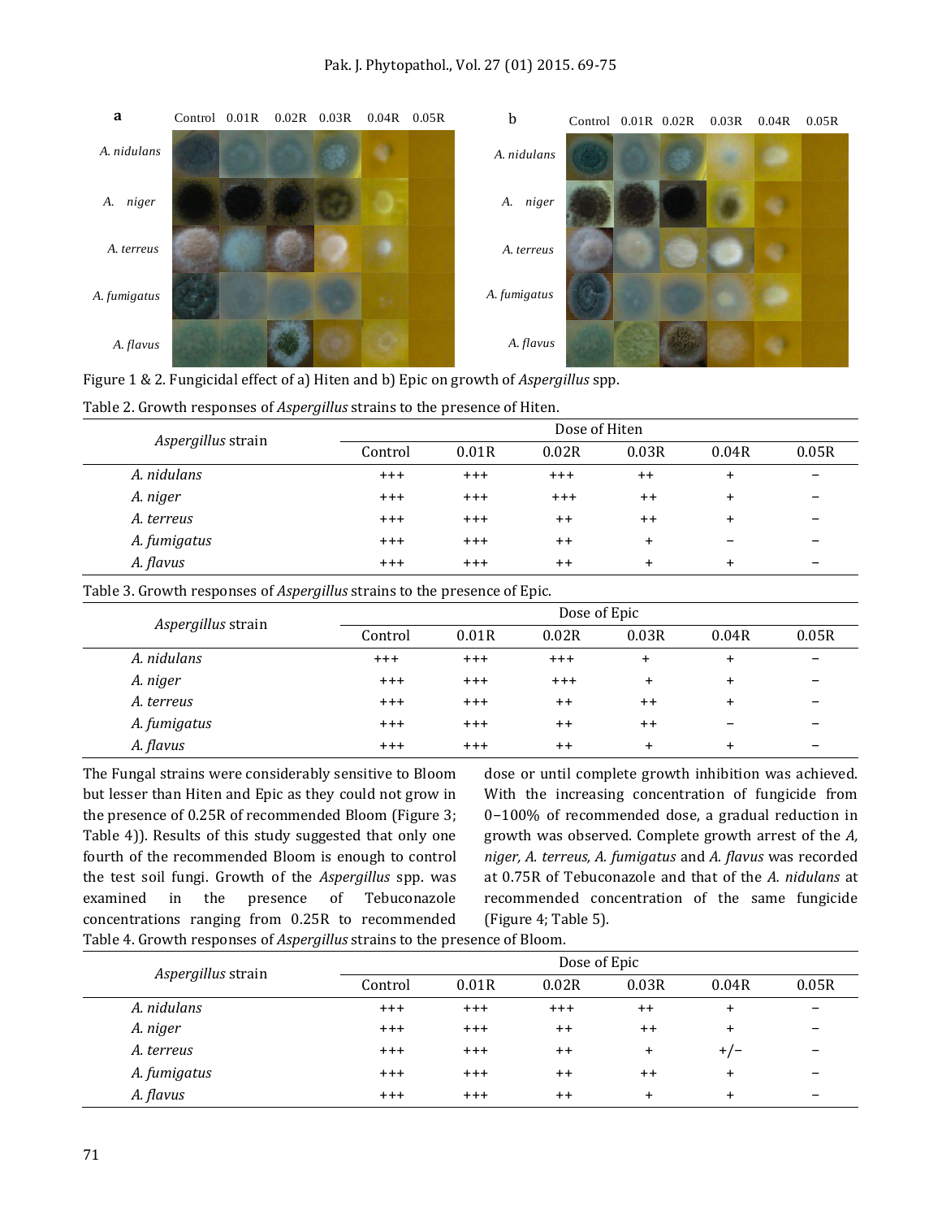Figure 1 & 2. Fungicidal effect of a) Hiten and b) Epic on growth of *Aspergillus* spp.

Table 2. Growth responses of *Aspergillus* strains to the presence of Hiten.

| *Aspergillus* strain | Dose of Hiten | | | | | |
|---|---|---|---|---|---|---|
| | Control | 0.01R | 0.02R | 0.03R | 0.04R | 0.05R |
| *A. nidulans* | +++ | +++ | +++ | ++ | + | – |
| *A. niger* | +++ | +++ | +++ | ++ | + | – |
| *A. terreus* | +++ | +++ | ++ | ++ | + | – |
| *A. fumigatus* | +++ | +++ | ++ | + | – | – |
| *A. flavus* | +++ | +++ | ++ | + | + | – |

Table 3. Growth responses of *Aspergillus* strains to the presence of Epic.

| *Aspergillus* strain | Dose of Epic | | | | | |
|---|---|---|---|---|---|---|
| | Control | 0.01R | 0.02R | 0.03R | 0.04R | 0.05R |
| *A. nidulans* | +++ | +++ | +++ | + | + | – |
| *A. niger* | +++ | +++ | +++ | + | + | – |
| *A. terreus* | +++ | +++ | ++ | ++ | + | – |
| *A. fumigatus* | +++ | +++ | ++ | ++ | – | – |
| *A. flavus* | +++ | +++ | ++ | + | + | – |

The Fungal strains were considerably sensitive to Bloom but lesser than Hiten and Epic as they could not grow in the presence of 0.25R of recommended Bloom (Figure 3; Table 4)). Results of this study suggested that only one fourth of the recommended Bloom is enough to control the test soil fungi. Growth of the *Aspergillus* spp. was examined in the presence of Tebuconazole concentrations ranging from 0.25R to recommended dose or until complete growth inhibition was achieved. With the increasing concentration of fungicide from 0–100% of recommended dose, a gradual reduction in growth was observed. Complete growth arrest of the *A, niger, A. terreus, A. fumigatus* and *A. flavus* was recorded at 0.75R of Tebuconazole and that of the *A. nidulans* at recommended concentration of the same fungicide (Figure 4; Table 5).

Table 4. Growth responses of *Aspergillus* strains to the presence of Bloom.

| *Aspergillus* strain | Dose of Epic | | | | | |
|---|---|---|---|---|---|---|
| | Control | 0.01R | 0.02R | 0.03R | 0.04R | 0.05R |
| *A. nidulans* | +++ | +++ | +++ | ++ | + | – |
| *A. niger* | +++ | +++ | ++ | ++ | + | – |
| *A. terreus* | +++ | +++ | ++ | + | +/– | – |
| *A. fumigatus* | +++ | +++ | ++ | ++ | + | – |
| *A. flavus* | +++ | +++ | ++ | + | + | – |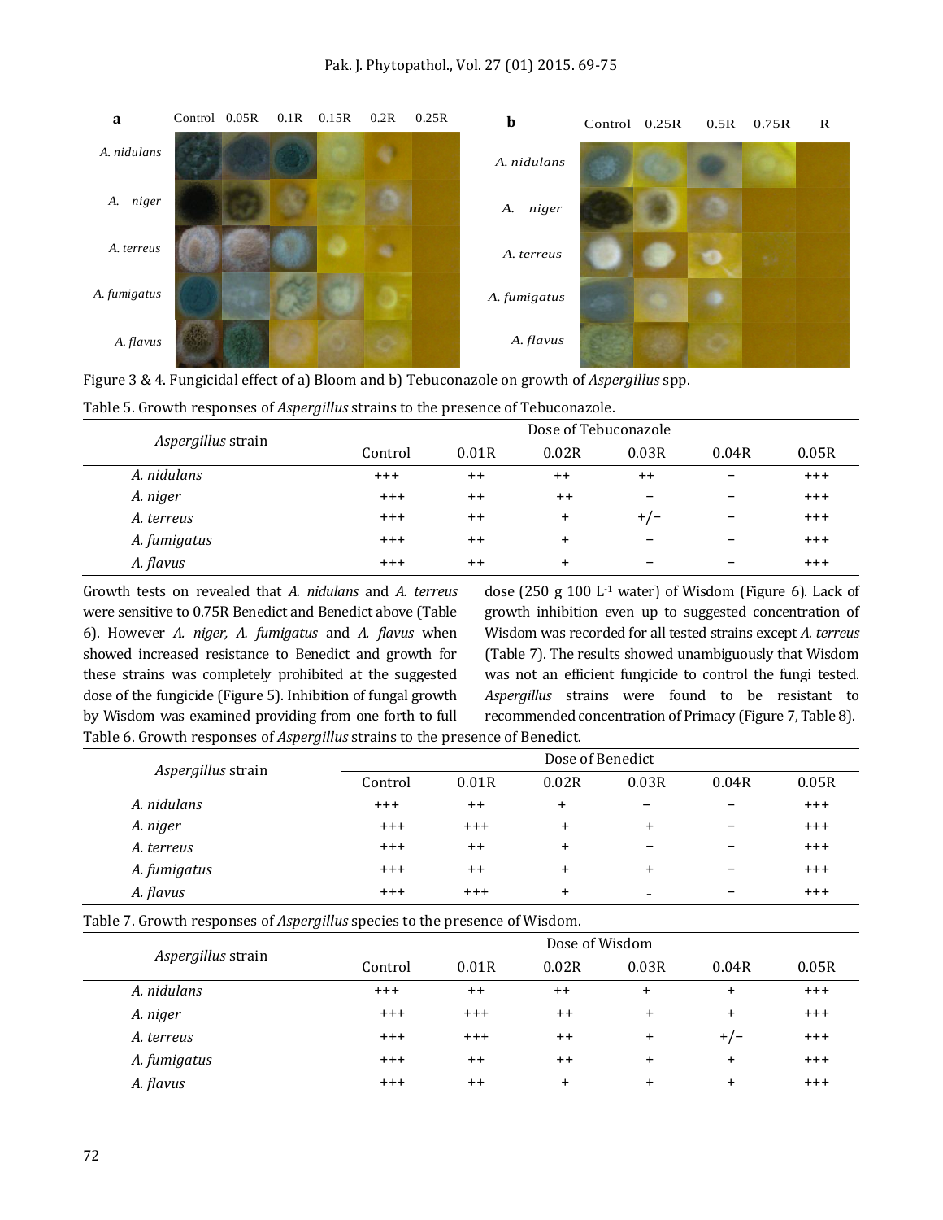Figure 3 & 4. Fungicidal effect of a) Bloom and b) Tebuconazole on growth of *Aspergillus* spp.

Table 5. Growth responses of *Aspergillus* strains to the presence of Tebuconazole.

| *Aspergillus* strain | Dose of Tebuconazole | | | | | |
|---|---|---|---|---|---|---|
| | Control | 0.01R | 0.02R | 0.03R | 0.04R | 0.05R |
| *A. nidulans* | +++ | ++ | ++ | ++ | − | +++ |
| *A. niger* | +++ | ++ | ++ | − | − | +++ |
| *A. terreus* | +++ | ++ | + | +/− | − | +++ |
| *A. fumigatus* | +++ | ++ | + | − | − | +++ |
| *A. flavus* | +++ | ++ | + | − | − | +++ |

Growth tests on revealed that *A. nidulans* and *A. terreus* were sensitive to 0.75R Benedict and Benedict above (Table 6). However *A. niger, A. fumigatus* and *A. flavus* when showed increased resistance to Benedict and growth for these strains was completely prohibited at the suggested dose of the fungicide (Figure 5). Inhibition of fungal growth by Wisdom was examined providing from one forth to full dose (250 g 100 $L^{-1}$ water) of Wisdom (Figure 6). Lack of growth inhibition even up to suggested concentration of Wisdom was recorded for all tested strains except *A. terreus* (Table 7). The results showed unambiguously that Wisdom was not an efficient fungicide to control the fungi tested. *Aspergillus* strains were found to be resistant to recommended concentration of Primacy (Figure 7, Table 8).

Table 6. Growth responses of *Aspergillus* strains to the presence of Benedict.

| *Aspergillus* strain | Dose of Benedict | | | | | |
|---|---|---|---|---|---|---|
| | Control | 0.01R | 0.02R | 0.03R | 0.04R | 0.05R |
| *A. nidulans* | +++ | ++ | + | − | − | +++ |
| *A. niger* | +++ | +++ | + | + | − | +++ |
| *A. terreus* | +++ | ++ | + | − | − | +++ |
| *A. fumigatus* | +++ | ++ | + | + | − | +++ |
| *A. flavus* | +++ | +++ | + | - | − | +++ |

Table 7. Growth responses of *Aspergillus* species to the presence of Wisdom.

| *Aspergillus* strain | Dose of Wisdom | | | | | |
|---|---|---|---|---|---|---|
| | Control | 0.01R | 0.02R | 0.03R | 0.04R | 0.05R |
| *A. nidulans* | +++ | ++ | ++ | + | + | +++ |
| *A. niger* | +++ | +++ | ++ | + | + | +++ |
| *A. terreus* | +++ | +++ | ++ | + | +/− | +++ |
| *A. fumigatus* | +++ | ++ | ++ | + | + | +++ |
| *A. flavus* | +++ | ++ | + | + | + | +++ |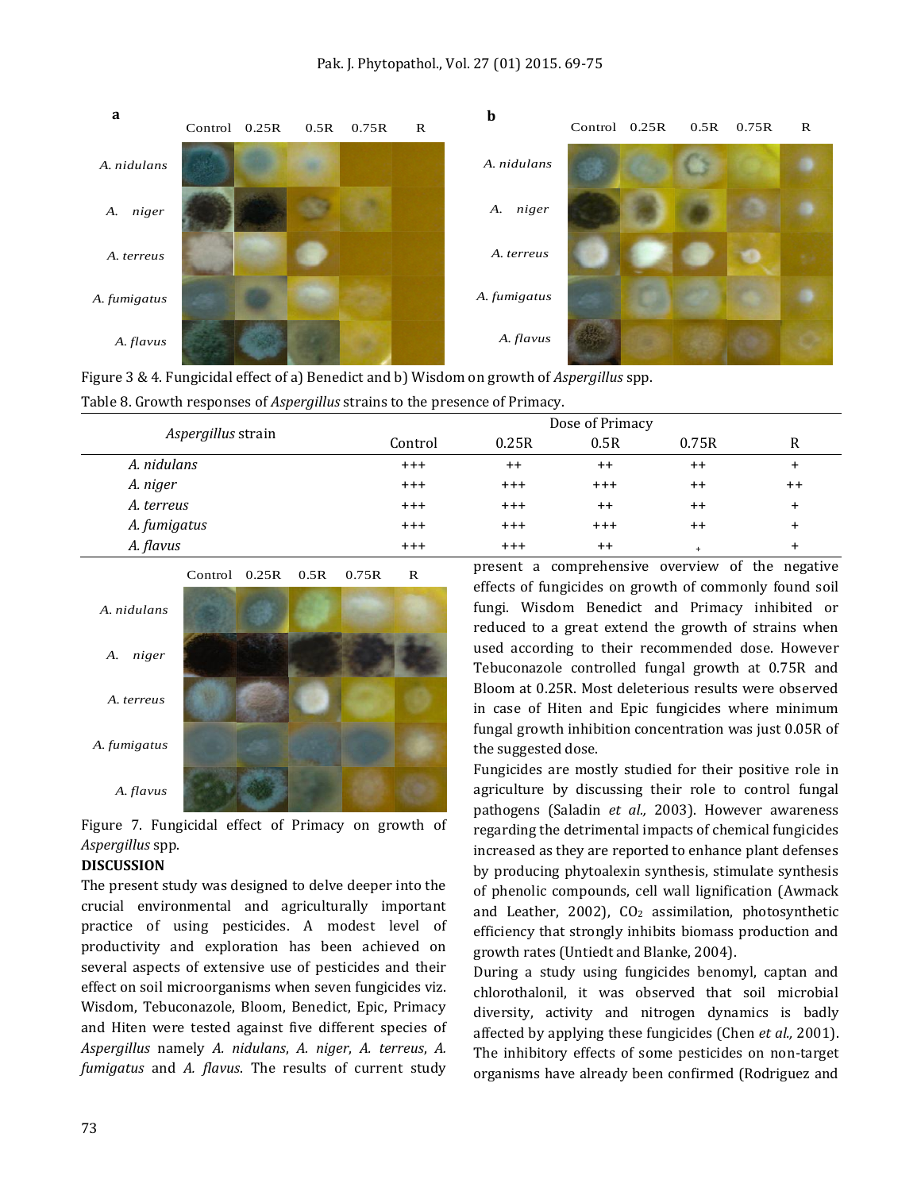Figure 3 & 4. Fungicidal effect of a) Benedict and b) Wisdom on growth of *Aspergillus* spp.

Table 8. Growth responses of *Aspergillus* strains to the presence of Primacy.

| *Aspergillus* strain | Dose of Primacy | | | | |
|---|---|---|---|---|---|
| | Control | 0.25R | 0.5R | 0.75R | R |
| *A. nidulans* | +++ | ++ | ++ | ++ | + |
| *A. niger* | +++ | +++ | +++ | ++ | ++ |
| *A. terreus* | +++ | +++ | ++ | ++ | + |
| *A. fumigatus* | +++ | +++ | +++ | ++ | + |
| *A. flavus* | +++ | +++ | ++ | + | + |

Figure 7. Fungicidal effect of Primacy on growth of *Aspergillus* spp.

## DISCUSSION

The present study was designed to delve deeper into the crucial environmental and agriculturally important practice of using pesticides. A modest level of productivity and exploration has been achieved on several aspects of extensive use of pesticides and their effect on soil microorganisms when seven fungicides viz. Wisdom, Tebuconazole, Bloom, Benedict, Epic, Primacy and Hiten were tested against five different species of *Aspergillus* namely *A. nidulans*, *A. niger*, *A. terreus*, *A. fumigatus* and *A. flavus*. The results of current study present a comprehensive overview of the negative effects of fungicides on growth of commonly found soil fungi. Wisdom Benedict and Primacy inhibited or reduced to a great extend the growth of strains when used according to their recommended dose. However Tebuconazole controlled fungal growth at 0.75R and Bloom at 0.25R. Most deleterious results were observed in case of Hiten and Epic fungicides where minimum fungal growth inhibition concentration was just 0.05R of the suggested dose.

Fungicides are mostly studied for their positive role in agriculture by discussing their role to control fungal pathogens (Saladin *et al.,* 2003). However awareness regarding the detrimental impacts of chemical fungicides increased as they are reported to enhance plant defenses by producing phytoalexin synthesis, stimulate synthesis of phenolic compounds, cell wall lignification (Awmack and Leather, 2002), $CO_2$ assimilation, photosynthetic efficiency that strongly inhibits biomass production and growth rates (Untiedt and Blanke, 2004).

During a study using fungicides benomyl, captan and chlorothalonil, it was observed that soil microbial diversity, activity and nitrogen dynamics is badly affected by applying these fungicides (Chen *et al.,* 2001). The inhibitory effects of some pesticides on non-target organisms have already been confirmed (Rodriguez and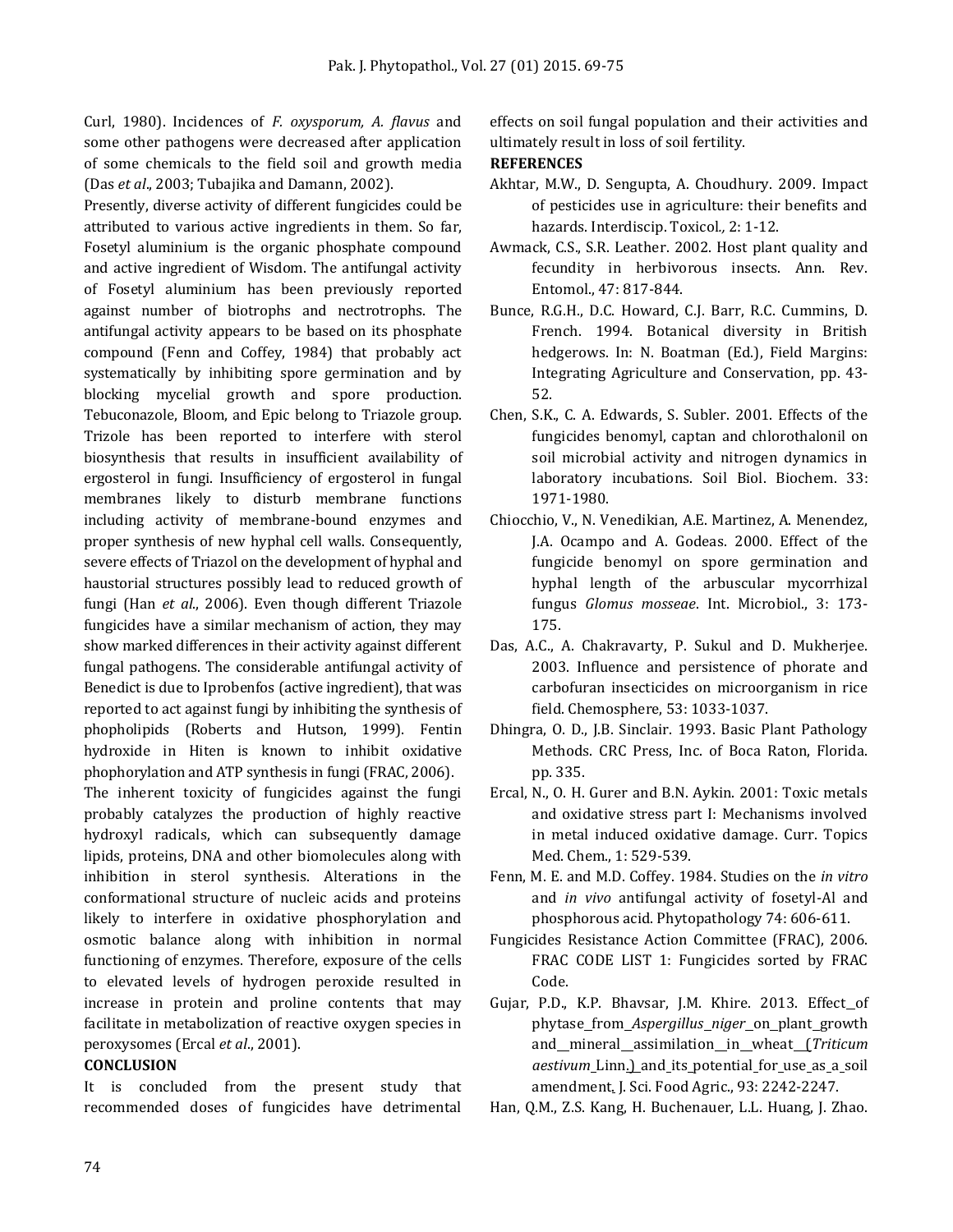Curl, 1980). Incidences of *F. oxysporum, A. flavus* and some other pathogens were decreased after application of some chemicals to the field soil and growth media (Das *et al*., 2003; Tubajika and Damann, 2002).

Presently, diverse activity of different fungicides could be attributed to various active ingredients in them. So far, Fosetyl aluminium is the organic phosphate compound and active ingredient of Wisdom. The antifungal activity of Fosetyl aluminium has been previously reported against number of biotrophs and nectrotrophs. The antifungal activity appears to be based on its phosphate compound (Fenn and Coffey, 1984) that probably act systematically by inhibiting spore germination and by blocking mycelial growth and spore production. Tebuconazole, Bloom, and Epic belong to Triazole group. Trizole has been reported to interfere with sterol biosynthesis that results in insufficient availability of ergosterol in fungi. Insufficiency of ergosterol in fungal membranes likely to disturb membrane functions including activity of membrane-bound enzymes and proper synthesis of new hyphal cell walls. Consequently, severe effects of Triazol on the development of hyphal and haustorial structures possibly lead to reduced growth of fungi (Han *et al*., 2006). Even though different Triazole fungicides have a similar mechanism of action, they may show marked differences in their activity against different fungal pathogens. The considerable antifungal activity of Benedict is due to Iprobenfos (active ingredient), that was reported to act against fungi by inhibiting the synthesis of phopholipids (Roberts and Hutson, 1999). Fentin hydroxide in Hiten is known to inhibit oxidative phophorylation and ATP synthesis in fungi (FRAC, 2006).

The inherent toxicity of fungicides against the fungi probably catalyzes the production of highly reactive hydroxyl radicals, which can subsequently damage lipids, proteins, DNA and other biomolecules along with inhibition in sterol synthesis. Alterations in the conformational structure of nucleic acids and proteins likely to interfere in oxidative phosphorylation and osmotic balance along with inhibition in normal functioning of enzymes. Therefore, exposure of the cells to elevated levels of hydrogen peroxide resulted in increase in protein and proline contents that may facilitate in metabolization of reactive oxygen species in peroxysomes (Ercal *et al*., 2001).

## CONCLUSION

It is concluded from the present study that recommended doses of fungicides have detrimental effects on soil fungal population and their activities and ultimately result in loss of soil fertility.

## REFERENCES

Akhtar, M.W., D. Sengupta, A. Choudhury. 2009. Impact of pesticides use in agriculture: their benefits and hazards. Interdiscip. Toxicol*.,* 2: 1-12.

Awmack, C.S., S.R. Leather. 2002. Host plant quality and fecundity in herbivorous insects. Ann. Rev. Entomol., 47: 817-844.

Bunce, R.G.H., D.C. Howard, C.J. Barr, R.C. Cummins, D. French. 1994. Botanical diversity in British hedgerows. In: N. Boatman (Ed.), Field Margins: Integrating Agriculture and Conservation, pp. 43-52.

Chen, S.K., C. A. Edwards, S. Subler. 2001. Effects of the fungicides benomyl, captan and chlorothalonil on soil microbial activity and nitrogen dynamics in laboratory incubations. Soil Biol. Biochem. 33: 1971-1980.

Chiocchio, V., N. Venedikian, A.E. Martinez, A. Menendez, J.A. Ocampo and A. Godeas. 2000. Effect of the fungicide benomyl on spore germination and hyphal length of the arbuscular mycorrhizal fungus *Glomus mosseae*. Int. Microbiol., 3: 173-175.

Das, A.C., A. Chakravarty, P. Sukul and D. Mukherjee. 2003. Influence and persistence of phorate and carbofuran insecticides on microorganism in rice field. Chemosphere, 53: 1033-1037.

Dhingra, O. D., J.B. Sinclair. 1993. Basic Plant Pathology Methods. CRC Press, Inc. of Boca Raton, Florida. pp. 335.

Ercal, N., O. H. Gurer and B.N. Aykin. 2001: Toxic metals and oxidative stress part I: Mechanisms involved in metal induced oxidative damage. Curr. Topics Med. Chem., 1: 529-539.

Fenn, M. E. and M.D. Coffey. 1984. Studies on the *in vitro* and *in vivo* antifungal activity of fosetyl-Al and phosphorous acid. Phytopathology 74: 606-611.

Fungicides Resistance Action Committee (FRAC), 2006. FRAC CODE LIST 1: Fungicides sorted by FRAC Code.

Gujar, P.D., K.P. Bhavsar, J.M. Khire. 2013. Effect of phytase from *Aspergillus niger* on plant growth and mineral assimilation in wheat (*Triticum aestivum* Linn.) and its potential for use as a soil amendment. J. Sci. Food Agric., 93: 2242-2247.

Han, Q.M., Z.S. Kang, H. Buchenauer, L.L. Huang, J. Zhao.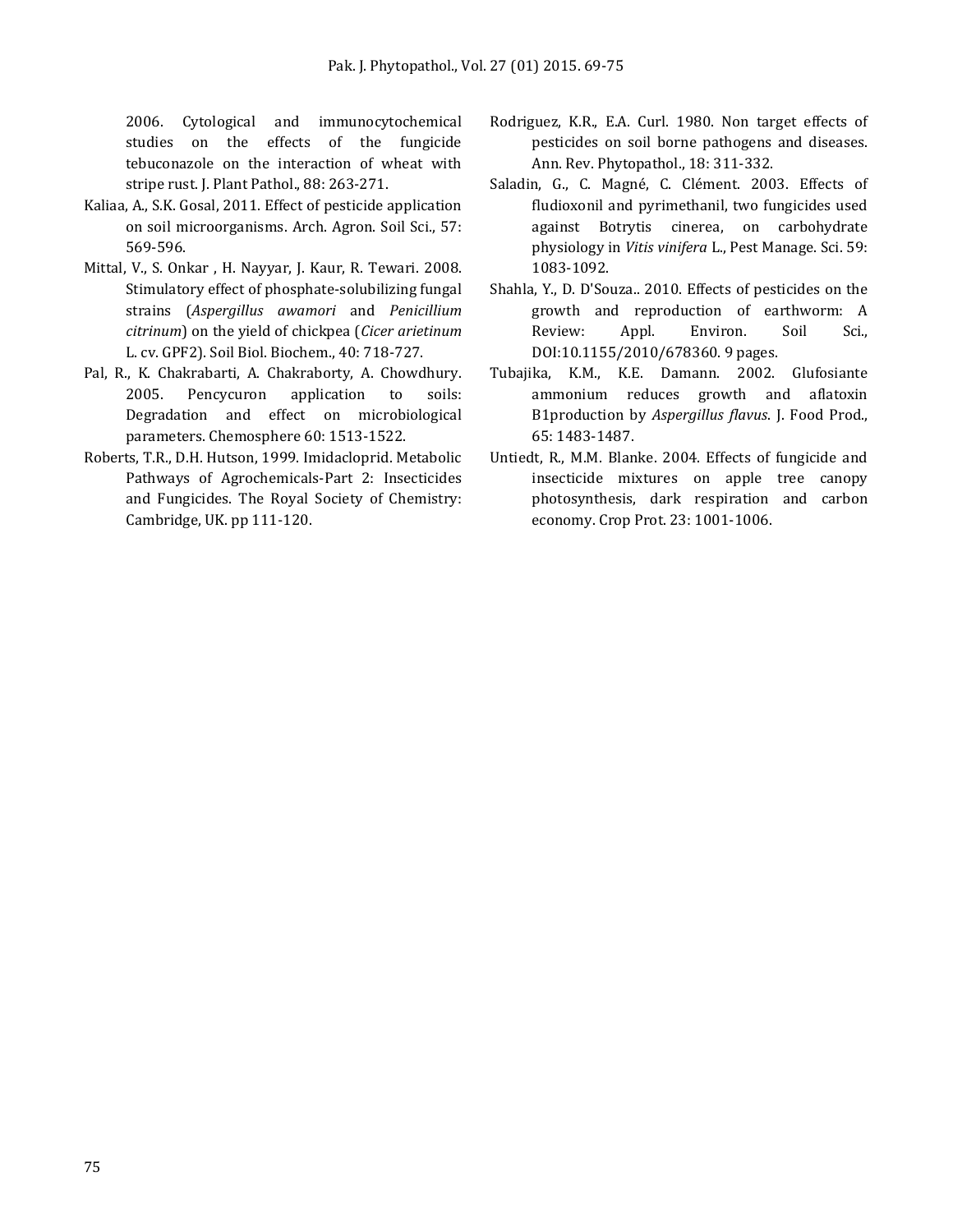2006. Cytological and immunocytochemical studies on the effects of the fungicide tebuconazole on the interaction of wheat with stripe rust. J. Plant Pathol., 88: 263-271.

Kaliaa, A., S.K. Gosal, 2011. Effect of pesticide application on soil microorganisms. Arch. Agron. Soil Sci., 57: 569-596.

Mittal, V., S. Onkar , H. Nayyar, J. Kaur, R. Tewari. 2008. Stimulatory effect of phosphate-solubilizing fungal strains (*Aspergillus awamori* and *Penicillium citrinum*) on the yield of chickpea (*Cicer arietinum* L. cv. GPF2). Soil Biol. Biochem., 40: 718-727.

Pal, R., K. Chakrabarti, A. Chakraborty, A. Chowdhury. 2005. Pencycuron application to soils: Degradation and effect on microbiological parameters. Chemosphere 60: 1513-1522.

Roberts, T.R., D.H. Hutson, 1999. Imidacloprid. Metabolic Pathways of Agrochemicals-Part 2: Insecticides and Fungicides. The Royal Society of Chemistry: Cambridge, UK. pp 111-120.

Rodriguez, K.R., E.A. Curl. 1980. Non target effects of pesticides on soil borne pathogens and diseases. Ann. Rev. Phytopathol., 18: 311-332.

Saladin, G., C. Magné, C. Clément. 2003. Effects of fludioxonil and pyrimethanil, two fungicides used against Botrytis cinerea, on carbohydrate physiology in *Vitis vinifera* L., Pest Manage. Sci. 59: 1083-1092.

Shahla, Y., D. D'Souza.. 2010. Effects of pesticides on the growth and reproduction of earthworm: A Review: Appl. Environ. Soil Sci., DOI:10.1155/2010/678360. 9 pages.

Tubajika, K.M., K.E. Damann. 2002. Glufosiante ammonium reduces growth and aflatoxin B1production by *Aspergillus flavus*. J. Food Prod., 65: 1483-1487.

Untiedt, R., M.M. Blanke. 2004. Effects of fungicide and insecticide mixtures on apple tree canopy photosynthesis, dark respiration and carbon economy. Crop Prot. 23: 1001-1006.